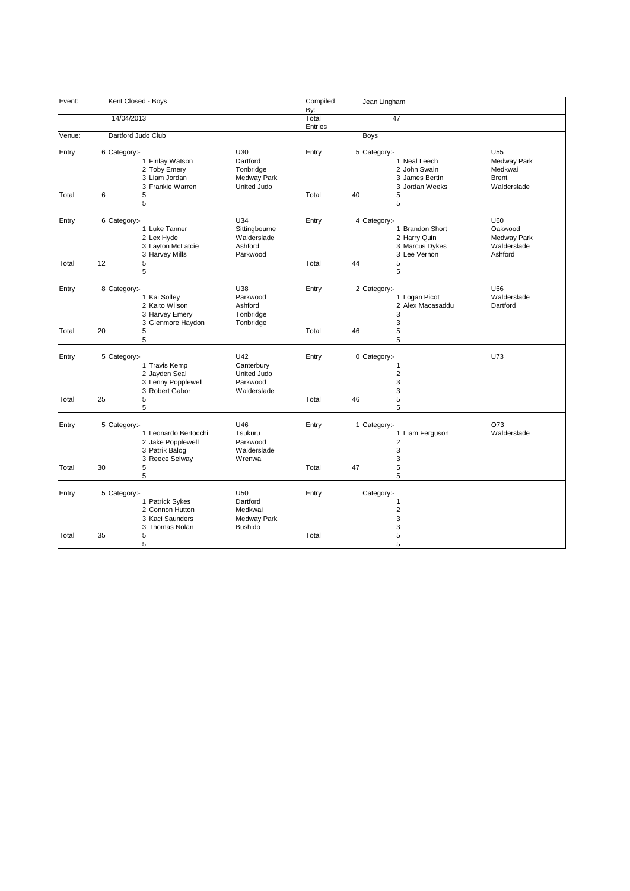| Event: | Kent Closed - Boys | | Compiled By: | Jean Lingham | |
|---|---|---|---|---|---|
| | 14/04/2013 | | Total Entries | 47 | |
| Venue: | Dartford Judo Club | | | Boys | |

| | | Category:- | U30 | | | Category:- | U55 |
|---|---|---|---|---|---|---|---|
| Entry | 6 | 1 Finlay Watson | Dartford | Entry | 5 | 1 Neal Leech | Medway Park |
| | | 2 Toby Emery | Tonbridge | | | 2 John Swain | Medkwai |
| | | 3 Liam Jordan | Medway Park | | | 3 James Bertin | Brent |
| | | 3 Frankie Warren | United Judo | | | 3 Jordan Weeks | Walderslade |
| Total | 6 | 5 | | Total | 40 | 5 | |
| | | 5 | | | | 5 | |

| | | Category:- | U34 | | | Category:- | U60 |
|---|---|---|---|---|---|---|---|
| Entry | 6 | 1 Luke Tanner | Sittingbourne | Entry | 4 | 1 Brandon Short | Oakwood |
| | | 2 Lex Hyde | Walderslade | | | 2 Harry Quin | Medway Park |
| | | 3 Layton McLatcie | Ashford | | | 3 Marcus Dykes | Walderslade |
| | | 3 Harvey Mills | Parkwood | | | 3 Lee Vernon | Ashford |
| Total | 12 | 5 | | Total | 44 | 5 | |
| | | 5 | | | | 5 | |

| | | Category:- | U38 | | | Category:- | U66 |
|---|---|---|---|---|---|---|---|
| Entry | 8 | 1 Kai Solley | Parkwood | Entry | 2 | 1 Logan Picot | Walderslade |
| | | 2 Kaito Wilson | Ashford | | | 2 Alex Macasaddu | Dartford |
| | | 3 Harvey Emery | Tonbridge | | | 3 | |
| | | 3 Glenmore Haydon | Tonbridge | | | 3 | |
| Total | 20 | 5 | | Total | 46 | 5 | |
| | | 5 | | | | 5 | |

| | | Category:- | U42 | | | Category:- | U73 |
|---|---|---|---|---|---|---|---|
| Entry | 5 | 1 Travis Kemp | Canterbury | Entry | 0 | 1 | |
| | | 2 Jayden Seal | United Judo | | | 2 | |
| | | 3 Lenny Popplewell | Parkwood | | | 3 | |
| | | 3 Robert Gabor | Walderslade | | | 3 | |
| Total | 25 | 5 | | Total | 46 | 5 | |
| | | 5 | | | | 5 | |

| | | Category:- | U46 | | | Category:- | O73 |
|---|---|---|---|---|---|---|---|
| Entry | 5 | 1 Leonardo Bertocchi | Tsukuru | Entry | 1 | 1 Liam Ferguson | Walderslade |
| | | 2 Jake Popplewell | Parkwood | | | 2 | |
| | | 3 Patrik Balog | Walderslade | | | 3 | |
| | | 3 Reece Selway | Wrenwa | | | 3 | |
| Total | 30 | 5 | | Total | 47 | 5 | |
| | | 5 | | | | 5 | |

| | | Category:- | U50 | | | Category:- | |
|---|---|---|---|---|---|---|---|
| Entry | 5 | 1 Patrick Sykes | Dartford | Entry | | 1 | |
| | | 2 Connon Hutton | Medkwai | | | 2 | |
| | | 3 Kaci Saunders | Medway Park | | | 3 | |
| | | 3 Thomas Nolan | Bushido | | | 3 | |
| Total | 35 | 5 | | Total | | 5 | |
| | | 5 | | | | 5 | |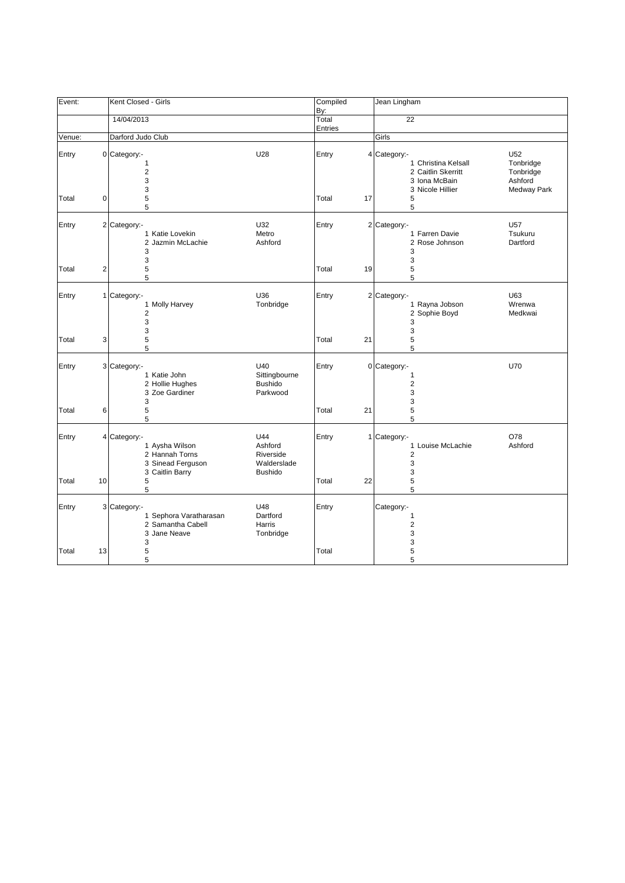| Event: | Kent Closed - Girls | | Compiled By: | | Jean Lingham | |
|---|---|---|---|---|---|---|
| | 14/04/2013 | | Total Entries | | 22 | |
| Venue: | Darford Judo Club | | | | Girls | |

| | | Category:- | | | | | Category:- | |
|---|---|---|---|---|---|---|---|---|
| Entry | 0 | Category:- | U28 | | Entry | 4 | Category:- | U52 |
| | | 1 | | | | | 1 Christina Kelsall | Tonbridge |
| | | 2 | | | | | 2 Caitlin Skerritt | Tonbridge |
| | | 3 | | | | | 3 Iona McBain | Ashford |
| | | 3 | | | | | 3 Nicole Hillier | Medway Park |
| Total | 0 | 5 | | | Total | 17 | 5 | |
| | | 5 | | | | | 5 | |
| Entry | 2 | Category:- | U32 | | Entry | 2 | Category:- | U57 |
| | | 1 Katie Lovekin | Metro | | | | 1 Farren Davie | Tsukuru |
| | | 2 Jazmin McLachie | Ashford | | | | 2 Rose Johnson | Dartford |
| | | 3 | | | | | 3 | |
| | | 3 | | | | | 3 | |
| Total | 2 | 5 | | | Total | 19 | 5 | |
| | | 5 | | | | | 5 | |
| Entry | 1 | Category:- | U36 | | Entry | 2 | Category:- | U63 |
| | | 1 Molly Harvey | Tonbridge | | | | 1 Rayna Jobson | Wrenwa |
| | | 2 | | | | | 2 Sophie Boyd | Medkwai |
| | | 3 | | | | | 3 | |
| | | 3 | | | | | 3 | |
| Total | 3 | 5 | | | Total | 21 | 5 | |
| | | 5 | | | | | 5 | |
| Entry | 3 | Category:- | U40 | | Entry | 0 | Category:- | U70 |
| | | 1 Katie John | Sittingbourne | | | | 1 | |
| | | 2 Hollie Hughes | Bushido | | | | 2 | |
| | | 3 Zoe Gardiner | Parkwood | | | | 3 | |
| | | 3 | | | | | 3 | |
| Total | 6 | 5 | | | Total | 21 | 5 | |
| | | 5 | | | | | 5 | |
| Entry | 4 | Category:- | U44 | | Entry | 1 | Category:- | O78 |
| | | 1 Aysha Wilson | Ashford | | | | 1 Louise McLachie | Ashford |
| | | 2 Hannah Torns | Riverside | | | | 2 | |
| | | 3 Sinead Ferguson | Walderslade | | | | 3 | |
| | | 3 Caitlin Barry | Bushido | | | | 3 | |
| Total | 10 | 5 | | | Total | 22 | 5 | |
| | | 5 | | | | | 5 | |
| Entry | 3 | Category:- | U48 | | Entry | | Category:- | |
| | | 1 Sephora Varatharasan | Dartford | | | | 1 | |
| | | 2 Samantha Cabell | Harris | | | | 2 | |
| | | 3 Jane Neave | Tonbridge | | | | 3 | |
| | | 3 | | | | | 3 | |
| Total | 13 | 5 | | | Total | | 5 | |
| | | 5 | | | | | 5 | |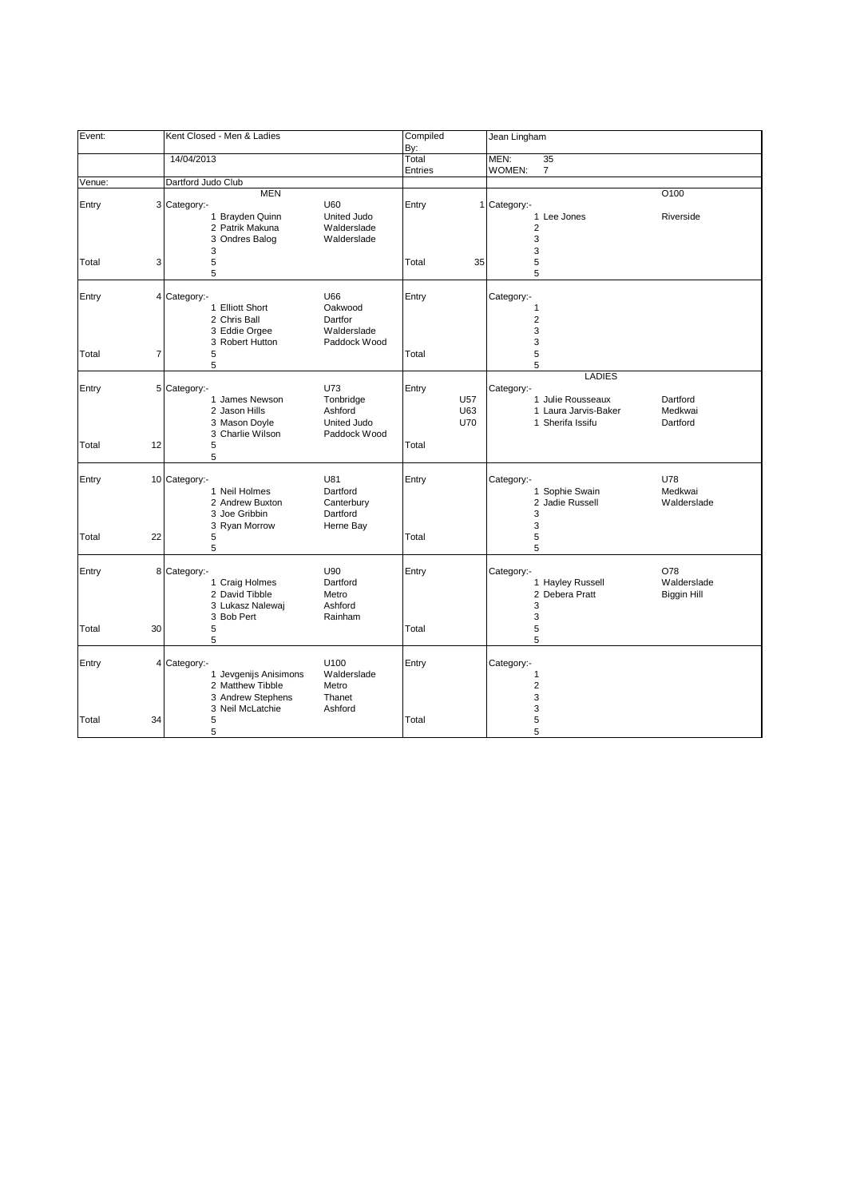| Event: | | Kent Closed - Men & Ladies | | Compiled By: | | Jean Lingham | |
|---|---|---|---|---|---|---|---|
| | | 14/04/2013 | | Total Entries | | MEN: 35 WOMEN: 7 | |
| Venue: | | Dartford Judo Club | | | | | |
| | | MEN | | | | | O100 |
| Entry | 3 | Category:- | U60 | Entry | 1 | Category:- | |
| | | 1 Brayden Quinn | United Judo | | | 1 Lee Jones | Riverside |
| | | 2 Patrik Makuna | Walderslade | | | 2 | |
| | | 3 Ondres Balog | Walderslade | | | 3 | |
| | | 3 | | | | 3 | |
| Total | 3 | 5 | | Total | 35 | 5 | |
| | | 5 | | | | 5 | |
| Entry | 4 | Category:- | U66 | Entry | | Category:- | |
| | | 1 Elliott Short | Oakwood | | | 1 | |
| | | 2 Chris Ball | Dartfor | | | 2 | |
| | | 3 Eddie Orgee | Walderslade | | | 3 | |
| | | 3 Robert Hutton | Paddock Wood | | | 3 | |
| Total | 7 | 5 | | Total | | 5 | |
| | | 5 | | | | 5 | |
| | | | | | | LADIES | |
| Entry | 5 | Category:- | U73 | Entry | | Category:- | |
| | | 1 James Newson | Tonbridge | | U57 | 1 Julie Rousseaux | Dartford |
| | | 2 Jason Hills | Ashford | | U63 | 1 Laura Jarvis-Baker | Medkwai |
| | | 3 Mason Doyle | United Judo | | U70 | 1 Sherifa Issifu | Dartford |
| | | 3 Charlie Wilson | Paddock Wood | | | | |
| Total | 12 | 5 | | Total | | | |
| | | 5 | | | | | |
| Entry | 10 | Category:- | U81 | Entry | | Category:- | U78 |
| | | 1 Neil Holmes | Dartford | | | 1 Sophie Swain | Medkwai |
| | | 2 Andrew Buxton | Canterbury | | | 2 Jadie Russell | Walderslade |
| | | 3 Joe Gribbin | Dartford | | | 3 | |
| | | 3 Ryan Morrow | Herne Bay | | | 3 | |
| Total | 22 | 5 | | Total | | 5 | |
| | | 5 | | | | 5 | |
| Entry | 8 | Category:- | U90 | Entry | | Category:- | O78 |
| | | 1 Craig Holmes | Dartford | | | 1 Hayley Russell | Walderslade |
| | | 2 David Tibble | Metro | | | 2 Debera Pratt | Biggin Hill |
| | | 3 Lukasz Nalewaj | Ashford | | | 3 | |
| | | 3 Bob Pert | Rainham | | | 3 | |
| Total | 30 | 5 | | Total | | 5 | |
| | | 5 | | | | 5 | |
| Entry | 4 | Category:- | U100 | Entry | | Category:- | |
| | | 1 Jevgenijs Anisimons | Walderslade | | | 1 | |
| | | 2 Matthew Tibble | Metro | | | 2 | |
| | | 3 Andrew Stephens | Thanet | | | 3 | |
| | | 3 Neil McLatchie | Ashford | | | 3 | |
| Total | 34 | 5 | | Total | | 5 | |
| | | 5 | | | | 5 | |